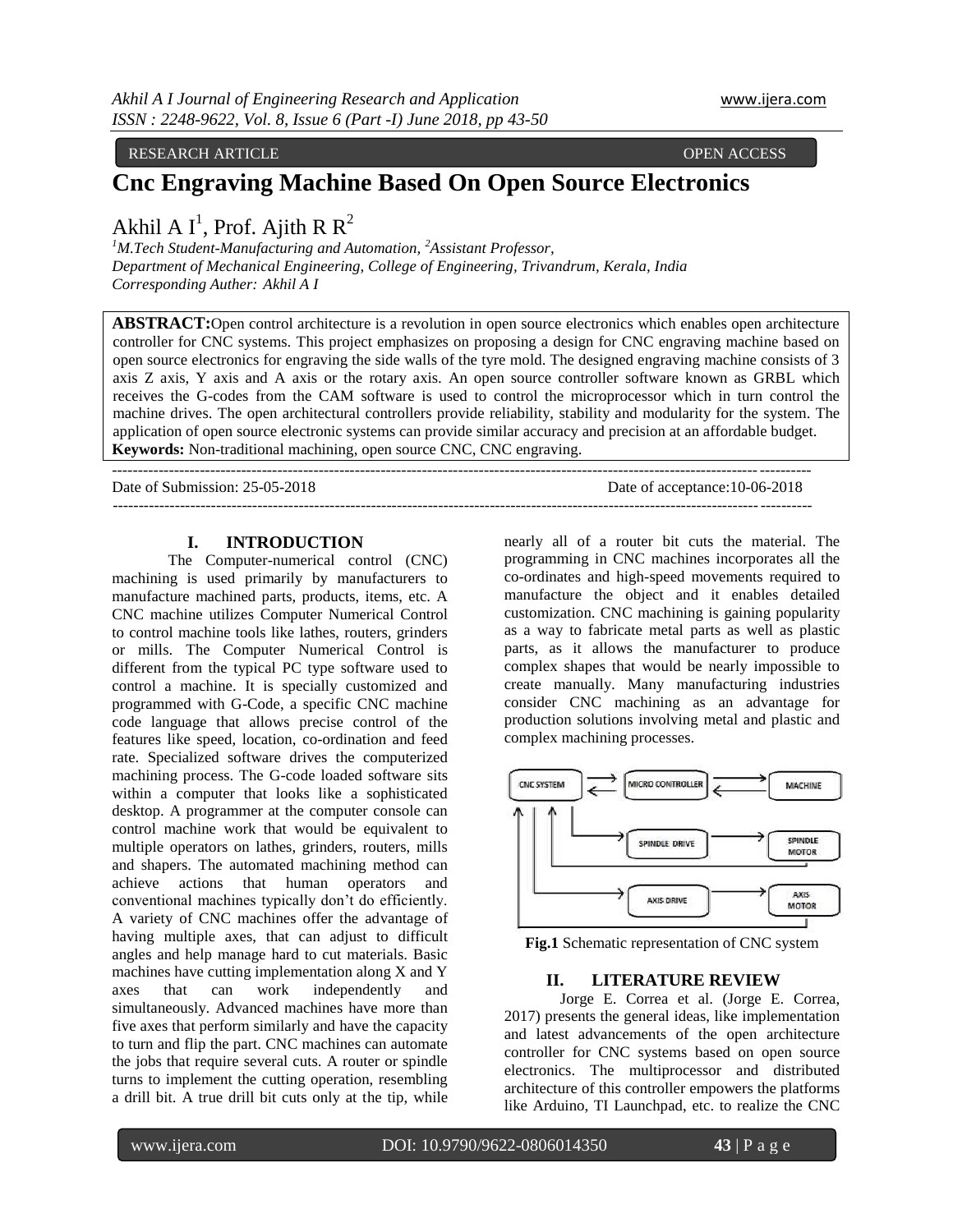RESEARCH ARTICLE OPEN ACCESS

# Cnc Engraving Machine Based On Open Source Electronics

Akhil A I[1], Prof. Ajith R R[2]

[1]M.Tech Student-Manufacturing and Automation, [2]Assistant Professor, Department of Mechanical Engineering, College of Engineering, Trivandrum, Kerala, India

Corresponding Auther: Akhil A I

**ABSTRACT:** Open control architecture is a revolution in open source electronics which enables open architecture controller for CNC systems. This project emphasizes on proposing a design for CNC engraving machine based on open source electronics for engraving the side walls of the tyre mold. The designed engraving machine consists of 3 axis Z axis, Y axis and A axis or the rotary axis. An open source controller software known as GRBL which receives the G-codes from the CAM software is used to control the microprocessor which in turn control the machine drives. The open architectural controllers provide reliability, stability and modularity for the system. The application of open source electronic systems can provide similar accuracy and precision at an affordable budget.

**Keywords:** Non-traditional machining, open source CNC, CNC engraving.

---

Date of Submission: 25-05-2018 Date of acceptance:10-06-2018

---

## I. INTRODUCTION

The Computer-numerical control (CNC) machining is used primarily by manufacturers to manufacture machined parts, products, items, etc. A CNC machine utilizes Computer Numerical Control to control machine tools like lathes, routers, grinders or mills. The Computer Numerical Control is different from the typical PC type software used to control a machine. It is specially customized and programmed with G-Code, a specific CNC machine code language that allows precise control of the features like speed, location, co-ordination and feed rate. Specialized software drives the computerized machining process. The G-code loaded software sits within a computer that looks like a sophisticated desktop. A programmer at the computer console can control machine work that would be equivalent to multiple operators on lathes, grinders, routers, mills and shapers. The automated machining method can achieve actions that human operators and conventional machines typically don't do efficiently. A variety of CNC machines offer the advantage of having multiple axes, that can adjust to difficult angles and help manage hard to cut materials. Basic machines have cutting implementation along X and Y axes that can work independently and simultaneously. Advanced machines have more than five axes that perform similarly and have the capacity to turn and flip the part. CNC machines can automate the jobs that require several cuts. A router or spindle turns to implement the cutting operation, resembling a drill bit. A true drill bit cuts only at the tip, while nearly all of a router bit cuts the material. The programming in CNC machines incorporates all the co-ordinates and high-speed movements required to manufacture the object and it enables detailed customization. CNC machining is gaining popularity as a way to fabricate metal parts as well as plastic parts, as it allows the manufacturer to produce complex shapes that would be nearly impossible to create manually. Many manufacturing industries consider CNC machining as an advantage for production solutions involving metal and plastic and complex machining processes.

**Fig.1** Schematic representation of CNC system

## II. LITERATURE REVIEW

Jorge E. Correa et al. (Jorge E. Correa, 2017) presents the general ideas, like implementation and latest advancements of the open architecture controller for CNC systems based on open source electronics. The multiprocessor and distributed architecture of this controller empowers the platforms like Arduino, TI Launchpad, etc. to realize the CNC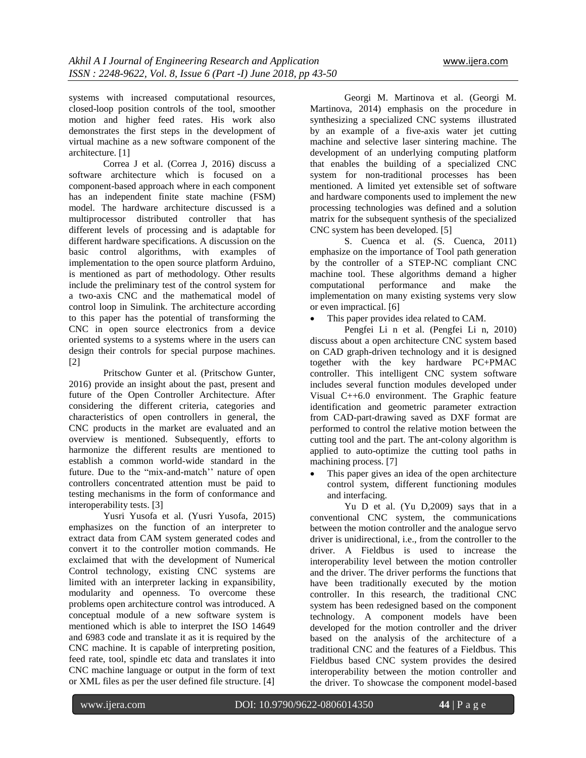systems with increased computational resources, closed-loop position controls of the tool, smoother motion and higher feed rates. His work also demonstrates the first steps in the development of virtual machine as a new software component of the architecture. [1]

Correa J et al. (Correa J, 2016) discuss a software architecture which is focused on a component-based approach where in each component has an independent finite state machine (FSM) model. The hardware architecture discussed is a multiprocessor distributed controller that has different levels of processing and is adaptable for different hardware specifications. A discussion on the basic control algorithms, with examples of implementation to the open source platform Arduino, is mentioned as part of methodology. Other results include the preliminary test of the control system for a two-axis CNC and the mathematical model of control loop in Simulink. The architecture according to this paper has the potential of transforming the CNC in open source electronics from a device oriented systems to a systems where in the users can design their controls for special purpose machines. [2]

Pritschow Gunter et al. (Pritschow Gunter, 2016) provide an insight about the past, present and future of the Open Controller Architecture. After considering the different criteria, categories and characteristics of open controllers in general, the CNC products in the market are evaluated and an overview is mentioned. Subsequently, efforts to harmonize the different results are mentioned to establish a common world-wide standard in the future. Due to the "mix-and-match'' nature of open controllers concentrated attention must be paid to testing mechanisms in the form of conformance and interoperability tests. [3]

Yusri Yusofa et al. (Yusri Yusofa, 2015) emphasizes on the function of an interpreter to extract data from CAM system generated codes and convert it to the controller motion commands. He exclaimed that with the development of Numerical Control technology, existing CNC systems are limited with an interpreter lacking in expansibility, modularity and openness. To overcome these problems open architecture control was introduced. A conceptual module of a new software system is mentioned which is able to interpret the ISO 14649 and 6983 code and translate it as it is required by the CNC machine. It is capable of interpreting position, feed rate, tool, spindle etc data and translates it into CNC machine language or output in the form of text or XML files as per the user defined file structure. [4]

Georgi M. Martinova et al. (Georgi M. Martinova, 2014) emphasis on the procedure in synthesizing a specialized CNC systems illustrated by an example of a five-axis water jet cutting machine and selective laser sintering machine. The development of an underlying computing platform that enables the building of a specialized CNC system for non-traditional processes has been mentioned. A limited yet extensible set of software and hardware components used to implement the new processing technologies was defined and a solution matrix for the subsequent synthesis of the specialized CNC system has been developed. [5]

S. Cuenca et al. (S. Cuenca, 2011) emphasize on the importance of Tool path generation by the controller of a STEP-NC compliant CNC machine tool. These algorithms demand a higher computational performance and make the implementation on many existing systems very slow or even impractical. [6]

- This paper provides idea related to CAM.

Pengfei Li n et al. (Pengfei Li n, 2010) discuss about a open architecture CNC system based on CAD graph-driven technology and it is designed together with the key hardware PC+PMAC controller. This intelligent CNC system software includes several function modules developed under Visual C++6.0 environment. The Graphic feature identification and geometric parameter extraction from CAD-part-drawing saved as DXF format are performed to control the relative motion between the cutting tool and the part. The ant-colony algorithm is applied to auto-optimize the cutting tool paths in machining process. [7]

- This paper gives an idea of the open architecture control system, different functioning modules and interfacing.

Yu D et al. (Yu D,2009) says that in a conventional CNC system, the communications between the motion controller and the analogue servo driver is unidirectional, i.e., from the controller to the driver. A Fieldbus is used to increase the interoperability level between the motion controller and the driver. The driver performs the functions that have been traditionally executed by the motion controller. In this research, the traditional CNC system has been redesigned based on the component technology. A component models have been developed for the motion controller and the driver based on the analysis of the architecture of a traditional CNC and the features of a Fieldbus. This Fieldbus based CNC system provides the desired interoperability between the motion controller and the driver. To showcase the component model-based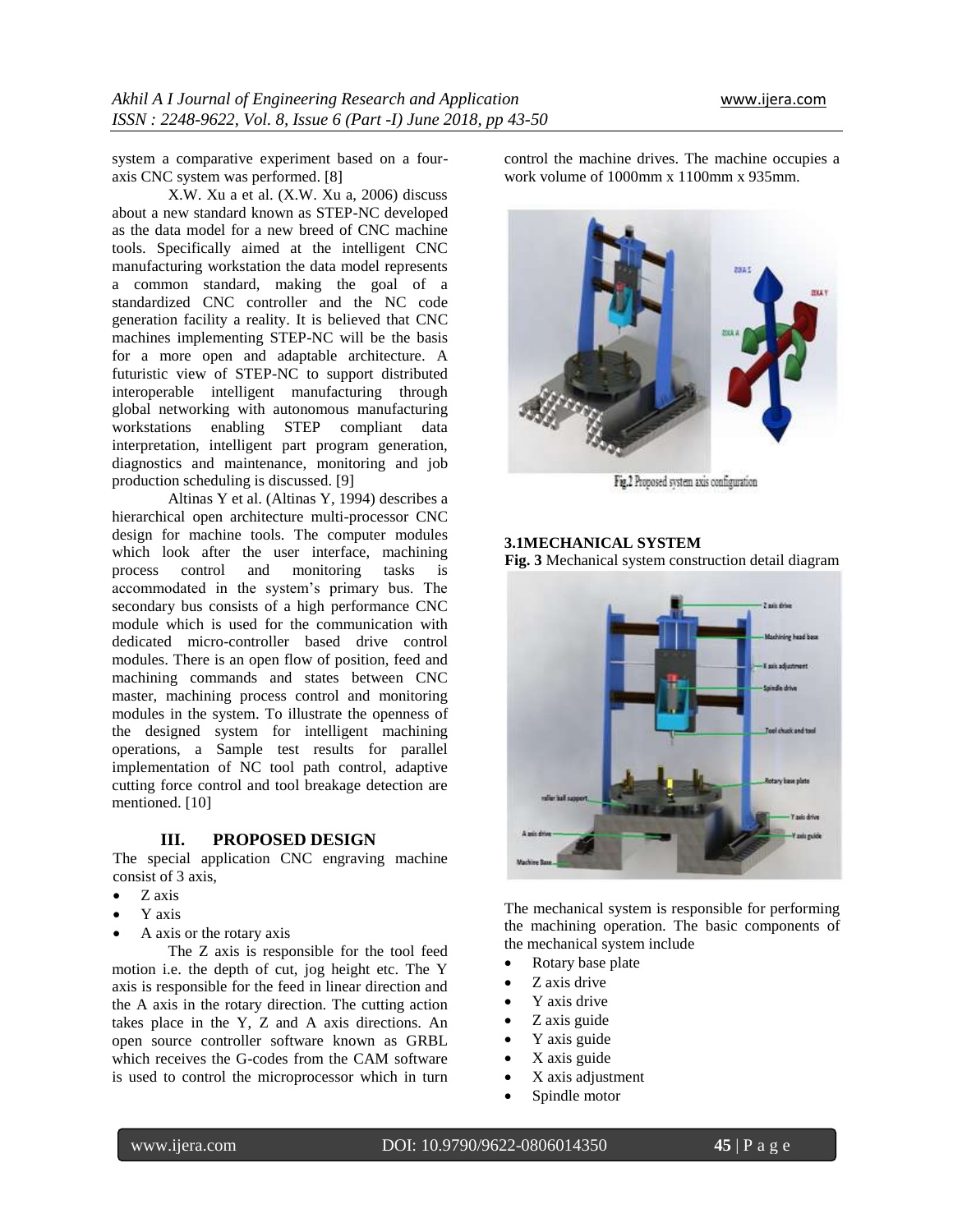system a comparative experiment based on a four-axis CNC system was performed. [8]

X.W. Xu a et al. (X.W. Xu a, 2006) discuss about a new standard known as STEP-NC developed as the data model for a new breed of CNC machine tools. Specifically aimed at the intelligent CNC manufacturing workstation the data model represents a common standard, making the goal of a standardized CNC controller and the NC code generation facility a reality. It is believed that CNC machines implementing STEP-NC will be the basis for a more open and adaptable architecture. A futuristic view of STEP-NC to support distributed interoperable intelligent manufacturing through global networking with autonomous manufacturing workstations enabling STEP compliant data interpretation, intelligent part program generation, diagnostics and maintenance, monitoring and job production scheduling is discussed. [9]

Altinas Y et al. (Altinas Y, 1994) describes a hierarchical open architecture multi-processor CNC design for machine tools. The computer modules which look after the user interface, machining process control and monitoring tasks is accommodated in the system's primary bus. The secondary bus consists of a high performance CNC module which is used for the communication with dedicated micro-controller based drive control modules. There is an open flow of position, feed and machining commands and states between CNC master, machining process control and monitoring modules in the system. To illustrate the openness of the designed system for intelligent machining operations, a Sample test results for parallel implementation of NC tool path control, adaptive cutting force control and tool breakage detection are mentioned. [10]

## III. PROPOSED DESIGN

The special application CNC engraving machine consist of 3 axis,

- Z axis
- Y axis
- A axis or the rotary axis

The Z axis is responsible for the tool feed motion i.e. the depth of cut, jog height etc. The Y axis is responsible for the feed in linear direction and the A axis in the rotary direction. The cutting action takes place in the Y, Z and A axis directions. An open source controller software known as GRBL which receives the G-codes from the CAM software is used to control the microprocessor which in turn control the machine drives. The machine occupies a work volume of 1000mm x 1100mm x 935mm.

Fig.2 Proposed system axis configuration

### 3.1MECHANICAL SYSTEM

**Fig. 3** Mechanical system construction detail diagram

The mechanical system is responsible for performing the machining operation. The basic components of the mechanical system include

- Rotary base plate
- Z axis drive
- Y axis drive
- Z axis guide
- Y axis guide
- X axis guide
- X axis adjustment
- Spindle motor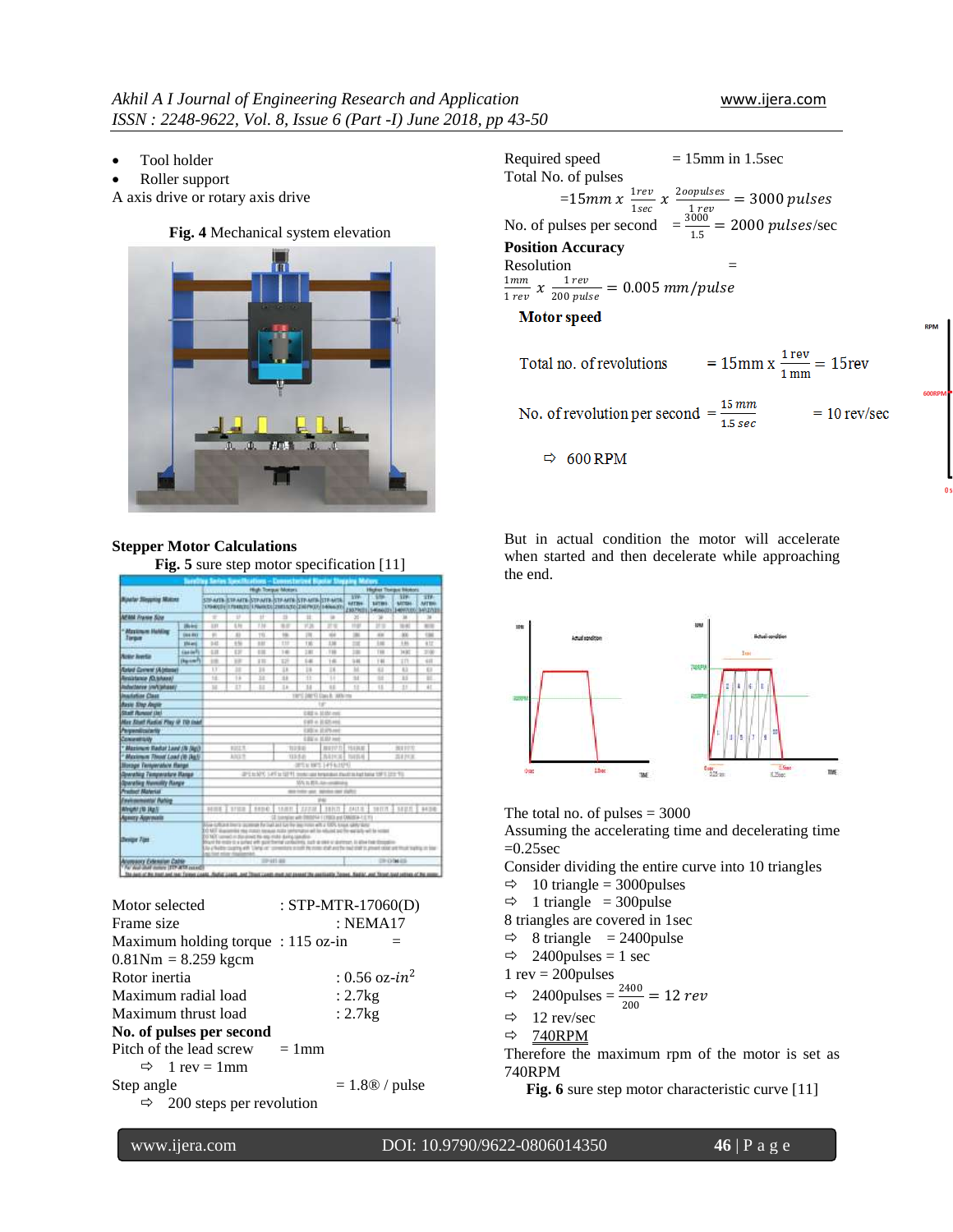- Tool holder
- Roller support

A axis drive or rotary axis drive

**Fig. 4** Mechanical system elevation

**Stepper Motor Calculations**

**Fig. 5** sure step motor specification [11]

Motor selected : STP-MTR-17060(D)
Frame size : NEMA17
Maximum holding torque : 115 oz-in = 0.81Nm = 8.259 kgcm
Rotor inertia : 0.56 oz-$in^2$
Maximum radial load : 2.7kg
Maximum thrust load : 2.7kg

**No. of pulses per second**

Pitch of the lead screw = 1mm

⇨ 1 rev = 1mm

Step angle = 1.8® / pulse

⇨ 200 steps per revolution

Required speed = 15mm in 1.5sec

Total No. of pulses

$$=15mm \; x \; \frac{1rev}{1sec} \; x \; \frac{2oopulses}{1 \; rev} = 3000 \; pulses$$

No. of pulses per second $= \frac{3000}{1.5} = 2000 \; pulses/\text{sec}$

**Position Accuracy**

Resolution =

$$\frac{1mm}{1 \; rev} \; x \; \frac{1 \; rev}{200 \; pulse} = 0.005 \; mm/pulse$$

**Motor speed**

Total no. of revolutions $= 15\text{mm x } \frac{1 \text{ rev}}{1 \text{ mm}} = 15\text{rev}$

No. of revolution per second $= \frac{15 \; mm}{1.5 \; sec}$ = 10 rev/sec

⇨ 600 RPM

But in actual condition the motor will accelerate when started and then decelerate while approaching the end.

The total no. of pulses = 3000

Assuming the accelerating time and decelerating time =0.25sec

Consider dividing the entire curve into 10 triangles

⇨ 10 triangle = 3000pulses

⇨ 1 triangle = 300pulse

8 triangles are covered in 1sec

⇨ 8 triangle = 2400pulse

⇨ 2400pulses = 1 sec

1 rev = 200pulses

⇨ 2400pulses = $\frac{2400}{200}$ = 12 $rev$

⇨ 12 rev/sec

⇨ 740RPM

Therefore the maximum rpm of the motor is set as 740RPM

**Fig. 6** sure step motor characteristic curve [11]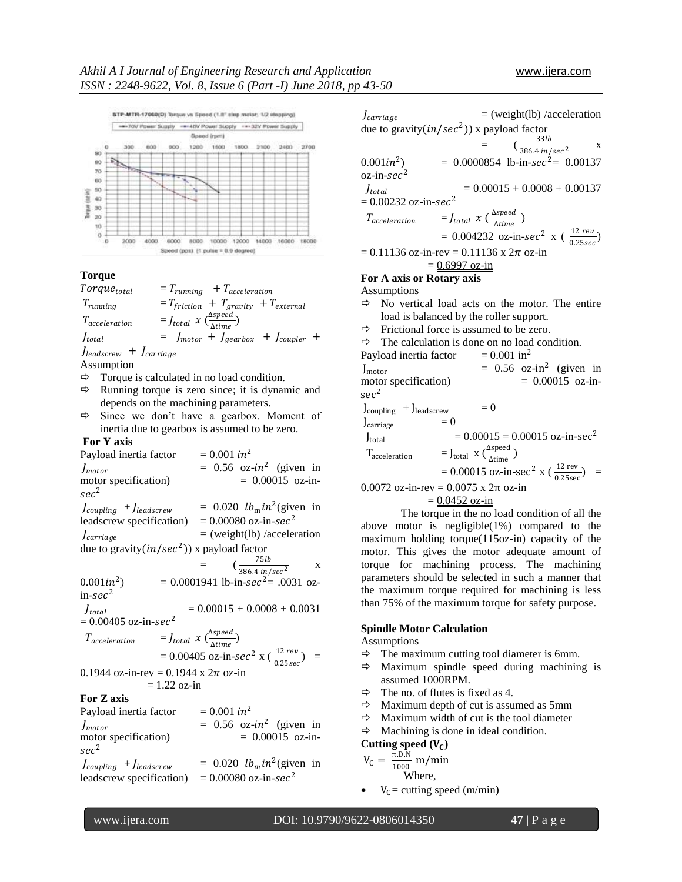**Torque**

$Torque_{total} = T_{running} + T_{acceleration}$

$T_{running} = T_{friction} + T_{gravity} + T_{external}$

$T_{acceleration} = J_{total}\ x\ (\frac{\Delta speed}{\Delta time})$

$J_{total} = J_{motor} + J_{gearbox} + J_{coupler} + J_{leadscrew} + J_{carriage}$

Assumption

- ⇨ Torque is calculated in no load condition.
- ⇨ Running torque is zero since; it is dynamic and depends on the machining parameters.
- ⇨ Since we don't have a gearbox. Moment of inertia due to gearbox is assumed to be zero.

**For Y axis**

Payload inertia factor = 0.001 $in^2$

$J_{motor}$ = 0.56 oz-$in^2$ (given in motor specification) = 0.00015 oz-in-$sec^2$

$J_{coupling}$ + $J_{leadscrew}$ = 0.020 $lb_m in^2$(given in leadscrew specification) = 0.00080 oz-in-$sec^2$

$J_{carriage}$ = (weight(lb) /acceleration due to gravity($in/sec^2$)) x payload factor

= ($\frac{75lb}{386.4\ in/sec^2}$ x 0.001$in^2$) = 0.0001941 lb-in-$sec^2$= .0031 oz-in-$sec^2$

$J_{total}$ = 0.00015 + 0.0008 + 0.0031 = 0.00405 oz-in-$sec^2$

$T_{acceleration}$ = $J_{total}\ x\ (\frac{\Delta speed}{\Delta time})$

= 0.00405 oz-in-$sec^2$ x ($\frac{12\ rev}{0.25\ sec}$) = 0.1944 oz-in-rev = 0.1944 x 2$\pi$ oz-in

= 1.22 oz-in

**For Z axis**

Payload inertia factor = 0.001 $in^2$

$J_{motor}$ = 0.56 oz-$in^2$ (given in motor specification) = 0.00015 oz-in-$sec^2$

$J_{coupling}$ + $J_{leadscrew}$ = 0.020 $lb_m in^2$(given in leadscrew specification) = 0.00080 oz-in-$sec^2$

$J_{carriage}$ = (weight(lb) /acceleration due to gravity($in/sec^2$)) x payload factor

= ($\frac{33lb}{386.4\ in/sec^2}$ x 0.001$in^2$) = 0.0000854 lb-in-$sec^2$= 0.00137 oz-in-$sec^2$

$J_{total}$ = 0.00015 + 0.0008 + 0.00137 = 0.00232 oz-in-$sec^2$

$T_{acceleration}$ = $J_{total}\ x\ (\frac{\Delta speed}{\Delta time})$

= 0.004232 oz-in-$sec^2$ x ($\frac{12\ rev}{0.25 sec}$) = 0.11136 oz-in-rev = 0.11136 x 2$\pi$ oz-in

= 0.6997 oz-in

**For A axis or Rotary axis**

Assumptions

- ⇨ No vertical load acts on the motor. The entire load is balanced by the roller support.
- ⇨ Frictional force is assumed to be zero.
- ⇨ The calculation is done on no load condition.

Payload inertia factor = 0.001 $in^2$

$J_{motor}$ = 0.56 oz-$in^2$ (given in motor specification) = 0.00015 oz-in-$sec^2$

$J_{coupling}$ + $J_{leadscrew}$ = 0

$J_{carriage}$ = 0

$J_{total}$ = 0.00015 = 0.00015 oz-in-$sec^2$

$T_{acceleration}$ = $J_{total}$ x ($\frac{\Delta speed}{\Delta time}$)

= 0.00015 oz-in-$sec^2$ x ($\frac{12\ rev}{0.25 sec}$) = 0.0072 oz-in-rev = 0.0075 x 2π oz-in

= 0.0452 oz-in

The torque in the no load condition of all the above motor is negligible(1%) compared to the maximum holding torque(115oz-in) capacity of the motor. This gives the motor adequate amount of torque for machining process. The machining parameters should be selected in such a manner that the maximum torque required for machining is less than 75% of the maximum torque for safety purpose.

**Spindle Motor Calculation**

Assumptions

- ⇨ The maximum cutting tool diameter is 6mm.
- ⇨ Maximum spindle speed during machining is assumed 1000RPM.
- ⇨ The no. of flutes is fixed as 4.
- ⇨ Maximum depth of cut is assumed as 5mm
- ⇨ Maximum width of cut is the tool diameter
- ⇨ Machining is done in ideal condition.

**Cutting speed ($V_C$)**

$V_C = \frac{\pi.D.N}{1000}$ m/min

Where,

- $V_C$ = cutting speed (m/min)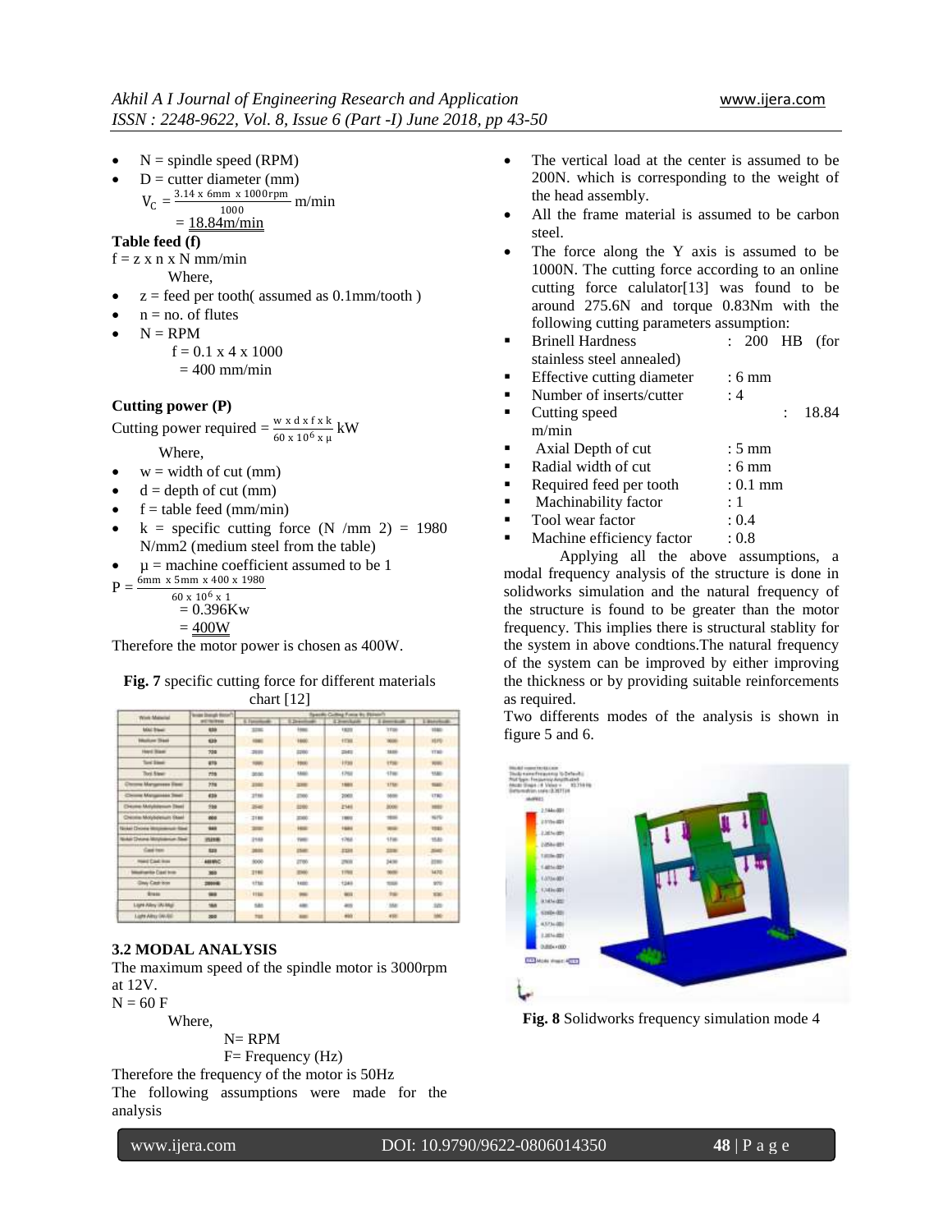- N = spindle speed (RPM)
- D = cutter diameter (mm)

$$V_C = \frac{3.14 \text{ x } 6\text{mm x } 1000\text{rpm}}{1000} \text{ m/min}$$

= 18.84m/min

**Table feed (f)**

f = z x n x N mm/min

Where,

- z = feed per tooth( assumed as 0.1mm/tooth )
- n = no. of flutes
- N = RPM

f = 0.1 x 4 x 1000

= 400 mm/min

**Cutting power (P)**

Cutting power required = $\frac{\text{w x d x f x k}}{60 \text{ x } 10^6 \text{ x } \mu}$ kW

Where,

- w = width of cut (mm)
- d = depth of cut (mm)
- f = table feed (mm/min)
- k = specific cutting force (N /mm 2) = 1980 N/mm2 (medium steel from the table)
- μ = machine coefficient assumed to be 1

$$P = \frac{6\text{mm x } 5\text{mm x } 400 \text{ x } 1980}{60 \text{ x } 10^6 \text{ x } 1}$$

= 0.396Kw

= 400W

Therefore the motor power is chosen as 400W.

**Fig. 7** specific cutting force for different materials chart [12]

### 3.2 MODAL ANALYSIS

The maximum speed of the spindle motor is 3000rpm at 12V.

N = 60 F

Where,

N= RPM

F= Frequency (Hz)

Therefore the frequency of the motor is 50Hz

The following assumptions were made for the analysis

- The vertical load at the center is assumed to be 200N. which is corresponding to the weight of the head assembly.
- All the frame material is assumed to be carbon steel.
- The force along the Y axis is assumed to be 1000N. The cutting force according to an online cutting force calulator[13] was found to be around 275.6N and torque 0.83Nm with the following cutting parameters assumption:
  - Brinell Hardness : 200 HB (for stainless steel annealed)
  - Effective cutting diameter : 6 mm
  - Number of inserts/cutter : 4
  - Cutting speed : 18.84 m/min
  - Axial Depth of cut : 5 mm
  - Radial width of cut : 6 mm
  - Required feed per tooth : 0.1 mm
  - Machinability factor : 1
  - Tool wear factor : 0.4
  - Machine efficiency factor : 0.8

Applying all the above assumptions, a modal frequency analysis of the structure is done in solidworks simulation and the natural frequency of the structure is found to be greater than the motor frequency. This implies there is structural stablity for the system in above condtions.The natural frequency of the system can be improved by either improving the thickness or by providing suitable reinforcements as required.

Two differents modes of the analysis is shown in figure 5 and 6.

**Fig. 8** Solidworks frequency simulation mode 4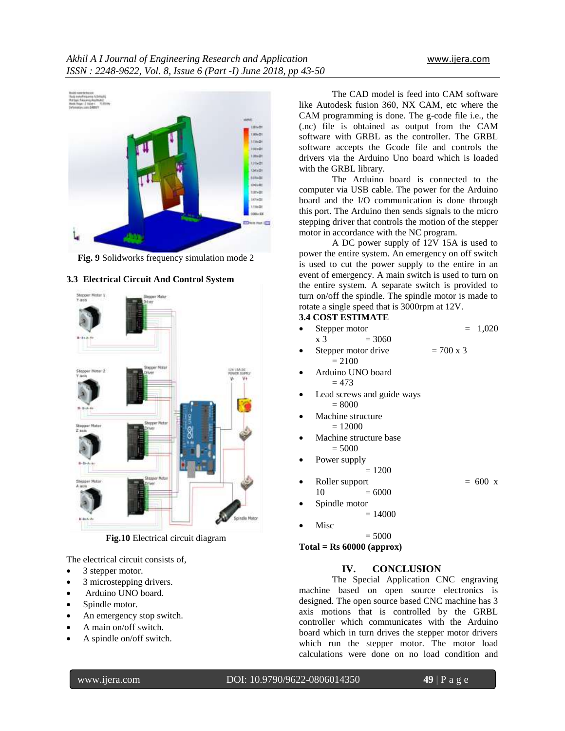**Fig. 9** Solidworks frequency simulation mode 2

### 3.3 Electrical Circuit And Control System

**Fig.10** Electrical circuit diagram

The electrical circuit consists of,

- 3 stepper motor.
- 3 microstepping drivers.
- Arduino UNO board.
- Spindle motor.
- An emergency stop switch.
- A main on/off switch.
- A spindle on/off switch.

The CAD model is feed into CAM software like Autodesk fusion 360, NX CAM, etc where the CAM programming is done. The g-code file i.e., the (.nc) file is obtained as output from the CAM software with GRBL as the controller. The GRBL software accepts the Gcode file and controls the drivers via the Arduino Uno board which is loaded with the GRBL library.

The Arduino board is connected to the computer via USB cable. The power for the Arduino board and the I/O communication is done through this port. The Arduino then sends signals to the micro stepping driver that controls the motion of the stepper motor in accordance with the NC program.

A DC power supply of 12V 15A is used to power the entire system. An emergency on off switch is used to cut the power supply to the entire in an event of emergency. A main switch is used to turn on the entire system. A separate switch is provided to turn on/off the spindle. The spindle motor is made to rotate a single speed that is 3000rpm at 12V.

### 3.4 COST ESTIMATE

- Stepper motor = 1,020 x 3 = 3060
- Stepper motor drive = 700 x 3 = 2100
- Arduino UNO board = 473
- Lead screws and guide ways = 8000
- Machine structure = 12000
- Machine structure base = 5000
- Power supply = 1200
- Roller support = 600 x 10 = 6000
- Spindle motor = 14000
- Misc = 5000

**Total = Rs 60000 (approx)**

## IV. CONCLUSION

The Special Application CNC engraving machine based on open source electronics is designed. The open source based CNC machine has 3 axis motions that is controlled by the GRBL controller which communicates with the Arduino board which in turn drives the stepper motor drivers which run the stepper motor. The motor load calculations were done on no load condition and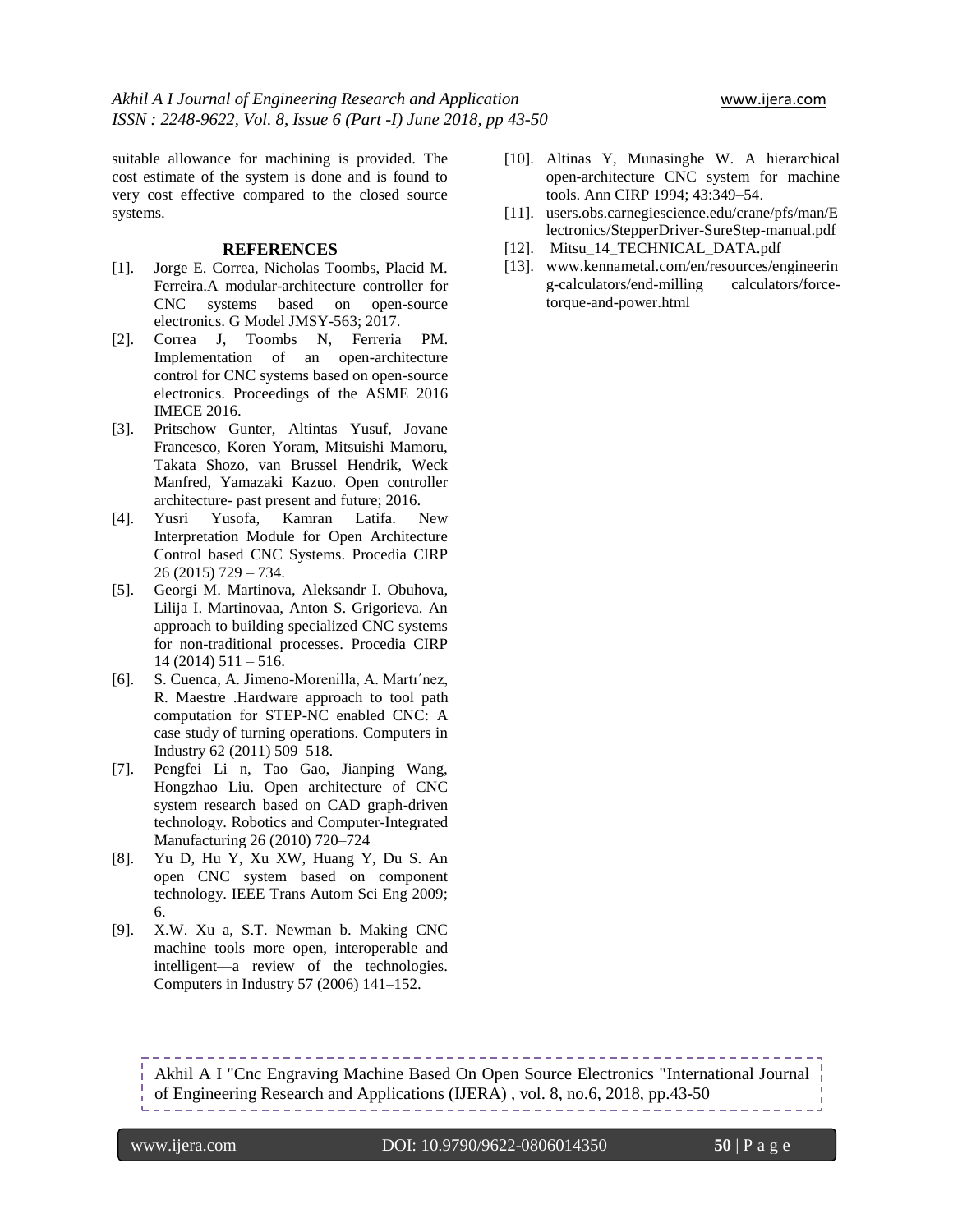suitable allowance for machining is provided. The cost estimate of the system is done and is found to very cost effective compared to the closed source systems.

## REFERENCES

[1]. Jorge E. Correa, Nicholas Toombs, Placid M. Ferreira.A modular-architecture controller for CNC systems based on open-source electronics. G Model JMSY-563; 2017.

[2]. Correa J, Toombs N, Ferreria PM. Implementation of an open-architecture control for CNC systems based on open-source electronics. Proceedings of the ASME 2016 IMECE 2016.

[3]. Pritschow Gunter, Altintas Yusuf, Jovane Francesco, Koren Yoram, Mitsuishi Mamoru, Takata Shozo, van Brussel Hendrik, Weck Manfred, Yamazaki Kazuo. Open controller architecture- past present and future; 2016.

[4]. Yusri Yusofa, Kamran Latifa. New Interpretation Module for Open Architecture Control based CNC Systems. Procedia CIRP 26 (2015) 729 – 734.

[5]. Georgi M. Martinova, Aleksandr I. Obuhova, Lilija I. Martinovaa, Anton S. Grigorieva. An approach to building specialized CNC systems for non-traditional processes. Procedia CIRP 14 (2014) 511 – 516.

[6]. S. Cuenca, A. Jimeno-Morenilla, A. Martı´nez, R. Maestre .Hardware approach to tool path computation for STEP-NC enabled CNC: A case study of turning operations. Computers in Industry 62 (2011) 509–518.

[7]. Pengfei Li n, Tao Gao, Jianping Wang, Hongzhao Liu. Open architecture of CNC system research based on CAD graph-driven technology. Robotics and Computer-Integrated Manufacturing 26 (2010) 720–724

[8]. Yu D, Hu Y, Xu XW, Huang Y, Du S. An open CNC system based on component technology. IEEE Trans Autom Sci Eng 2009; 6.

[9]. X.W. Xu a, S.T. Newman b. Making CNC machine tools more open, interoperable and intelligent—a review of the technologies. Computers in Industry 57 (2006) 141–152.

[10]. Altinas Y, Munasinghe W. A hierarchical open-architecture CNC system for machine tools. Ann CIRP 1994; 43:349–54.

[11]. users.obs.carnegiescience.edu/crane/pfs/man/Electronics/StepperDriver-SureStep-manual.pdf

[12]. Mitsu_14_TECHNICAL_DATA.pdf

[13]. www.kennametal.com/en/resources/engineering-calculators/end-milling calculators/force-torque-and-power.html

Akhil A I "Cnc Engraving Machine Based On Open Source Electronics "International Journal of Engineering Research and Applications (IJERA) , vol. 8, no.6, 2018, pp.43-50